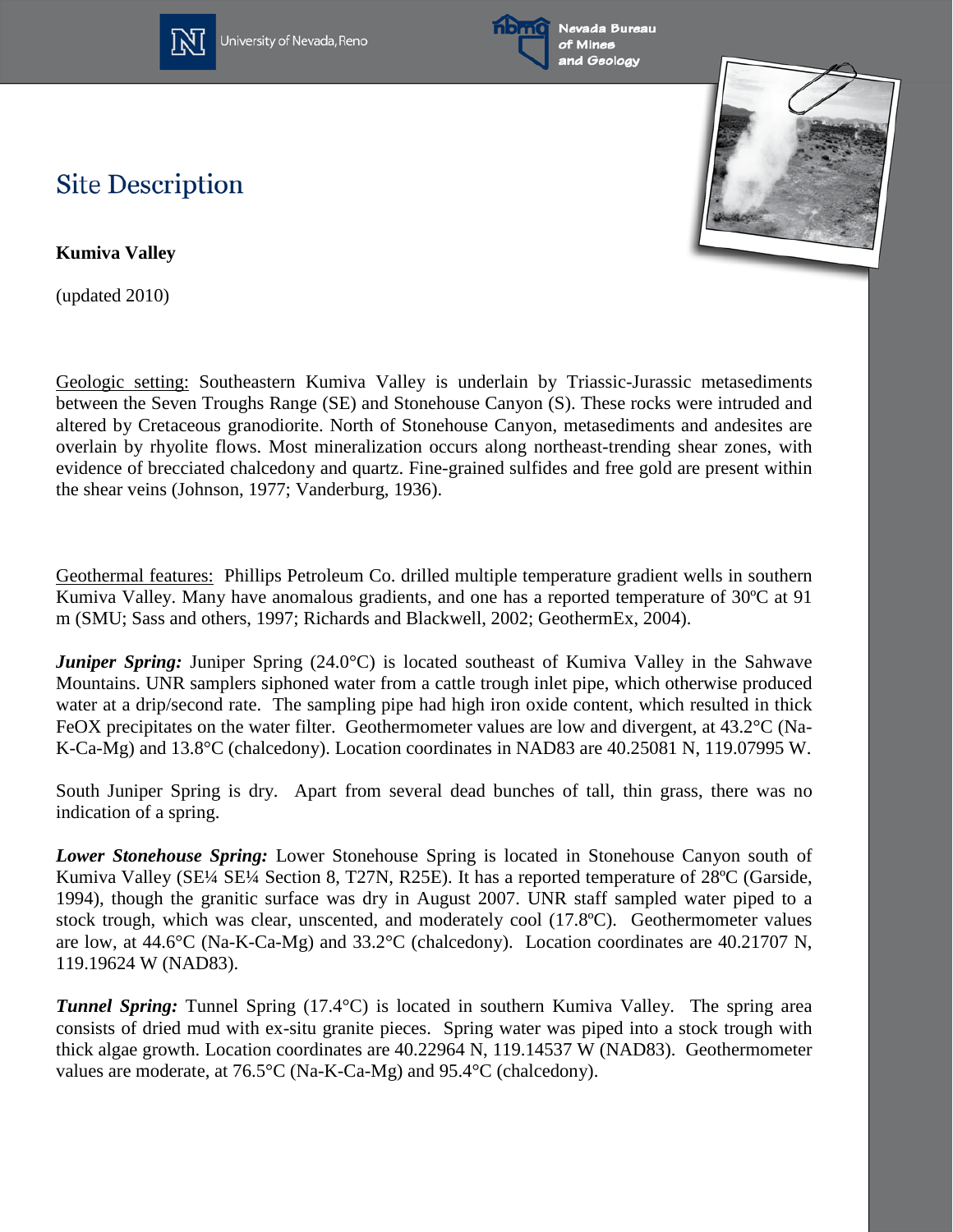# Site Description

**Kumiva Valley**

(updated 2010)

Geologic setting: Southeastern Kumiva Valley is underlain by Triassic-Jurassic metasediments between the Seven Troughs Range (SE) and Stonehouse Canyon (S). These rocks were intruded and altered by Cretaceous granodiorite. North of Stonehouse Canyon, metasediments and andesites are overlain by rhyolite flows. Most mineralization occurs along northeast-trending shear zones, with evidence of brecciated chalcedony and quartz. Fine-grained sulfides and free gold are present within the shear veins (Johnson, 1977; Vanderburg, 1936).

Geothermal features: Phillips Petroleum Co. drilled multiple temperature gradient wells in southern Kumiva Valley. Many have anomalous gradients, and one has a reported temperature of 30ºC at 91 m (SMU; Sass and others, 1997; Richards and Blackwell, 2002; GeothermEx, 2004).

***Juniper Spring:*** Juniper Spring (24.0°C) is located southeast of Kumiva Valley in the Sahwave Mountains. UNR samplers siphoned water from a cattle trough inlet pipe, which otherwise produced water at a drip/second rate. The sampling pipe had high iron oxide content, which resulted in thick FeOX precipitates on the water filter. Geothermometer values are low and divergent, at 43.2°C (Na-K-Ca-Mg) and 13.8°C (chalcedony). Location coordinates in NAD83 are 40.25081 N, 119.07995 W.

South Juniper Spring is dry. Apart from several dead bunches of tall, thin grass, there was no indication of a spring.

***Lower Stonehouse Spring:*** Lower Stonehouse Spring is located in Stonehouse Canyon south of Kumiva Valley (SE¼ SE¼ Section 8, T27N, R25E). It has a reported temperature of 28ºC (Garside, 1994), though the granitic surface was dry in August 2007. UNR staff sampled water piped to a stock trough, which was clear, unscented, and moderately cool (17.8ºC). Geothermometer values are low, at 44.6°C (Na-K-Ca-Mg) and 33.2°C (chalcedony). Location coordinates are 40.21707 N, 119.19624 W (NAD83).

***Tunnel Spring:*** Tunnel Spring (17.4°C) is located in southern Kumiva Valley. The spring area consists of dried mud with ex-situ granite pieces. Spring water was piped into a stock trough with thick algae growth. Location coordinates are 40.22964 N, 119.14537 W (NAD83). Geothermometer values are moderate, at 76.5°C (Na-K-Ca-Mg) and 95.4°C (chalcedony).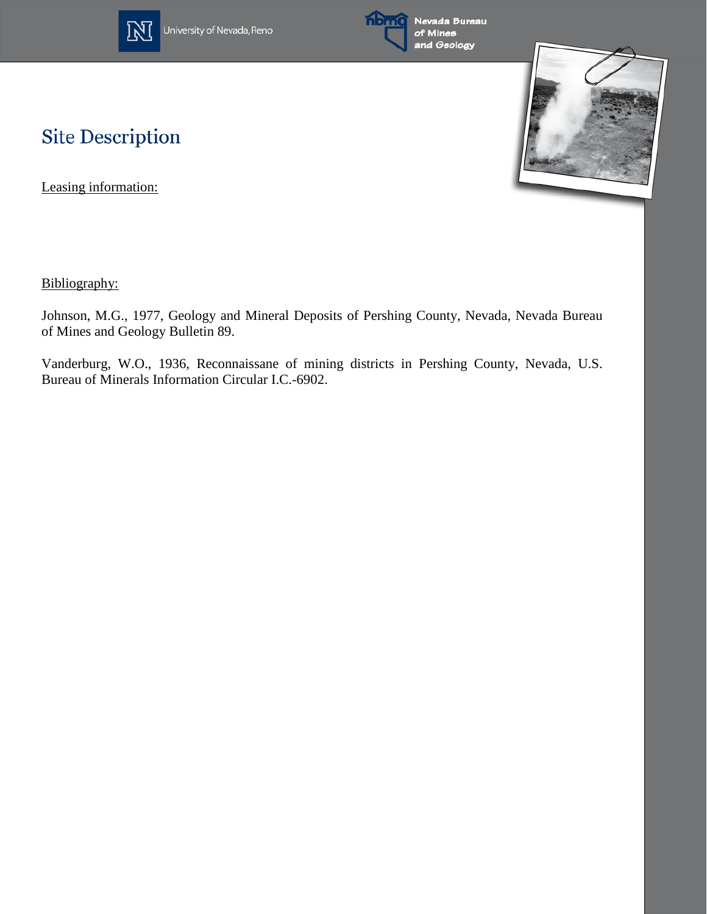# Site Description

Leasing information:

Bibliography:

Johnson, M.G., 1977, Geology and Mineral Deposits of Pershing County, Nevada, Nevada Bureau of Mines and Geology Bulletin 89.

Vanderburg, W.O., 1936, Reconnaissane of mining districts in Pershing County, Nevada, U.S. Bureau of Minerals Information Circular I.C.-6902.